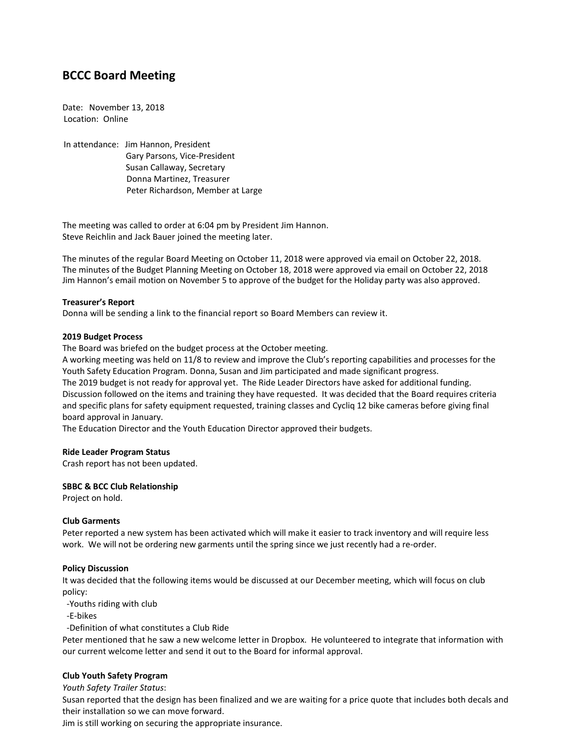# BCCC Board Meeting

Date: November 13, 2018
Location: Online

In attendance: Jim Hannon, President
Gary Parsons, Vice-President
Susan Callaway, Secretary
Donna Martinez, Treasurer
Peter Richardson, Member at Large

The meeting was called to order at 6:04 pm by President Jim Hannon.
Steve Reichlin and Jack Bauer joined the meeting later.

The minutes of the regular Board Meeting on October 11, 2018 were approved via email on October 22, 2018.
The minutes of the Budget Planning Meeting on October 18, 2018 were approved via email on October 22, 2018
Jim Hannon's email motion on November 5 to approve of the budget for the Holiday party was also approved.

**Treasurer's Report**
Donna will be sending a link to the financial report so Board Members can review it.

**2019 Budget Process**
The Board was briefed on the budget process at the October meeting.
A working meeting was held on 11/8 to review and improve the Club's reporting capabilities and processes for the Youth Safety Education Program. Donna, Susan and Jim participated and made significant progress.
The 2019 budget is not ready for approval yet. The Ride Leader Directors have asked for additional funding. Discussion followed on the items and training they have requested. It was decided that the Board requires criteria and specific plans for safety equipment requested, training classes and Cycliq 12 bike cameras before giving final board approval in January.
The Education Director and the Youth Education Director approved their budgets.

**Ride Leader Program Status**
Crash report has not been updated.

**SBBC & BCC Club Relationship**
Project on hold.

**Club Garments**
Peter reported a new system has been activated which will make it easier to track inventory and will require less work. We will not be ordering new garments until the spring since we just recently had a re-order.

**Policy Discussion**
It was decided that the following items would be discussed at our December meeting, which will focus on club policy:

- Youths riding with club
- E-bikes
- Definition of what constitutes a Club Ride

Peter mentioned that he saw a new welcome letter in Dropbox. He volunteered to integrate that information with our current welcome letter and send it out to the Board for informal approval.

**Club Youth Safety Program**
*Youth Safety Trailer Status*:
Susan reported that the design has been finalized and we are waiting for a price quote that includes both decals and their installation so we can move forward.
Jim is still working on securing the appropriate insurance.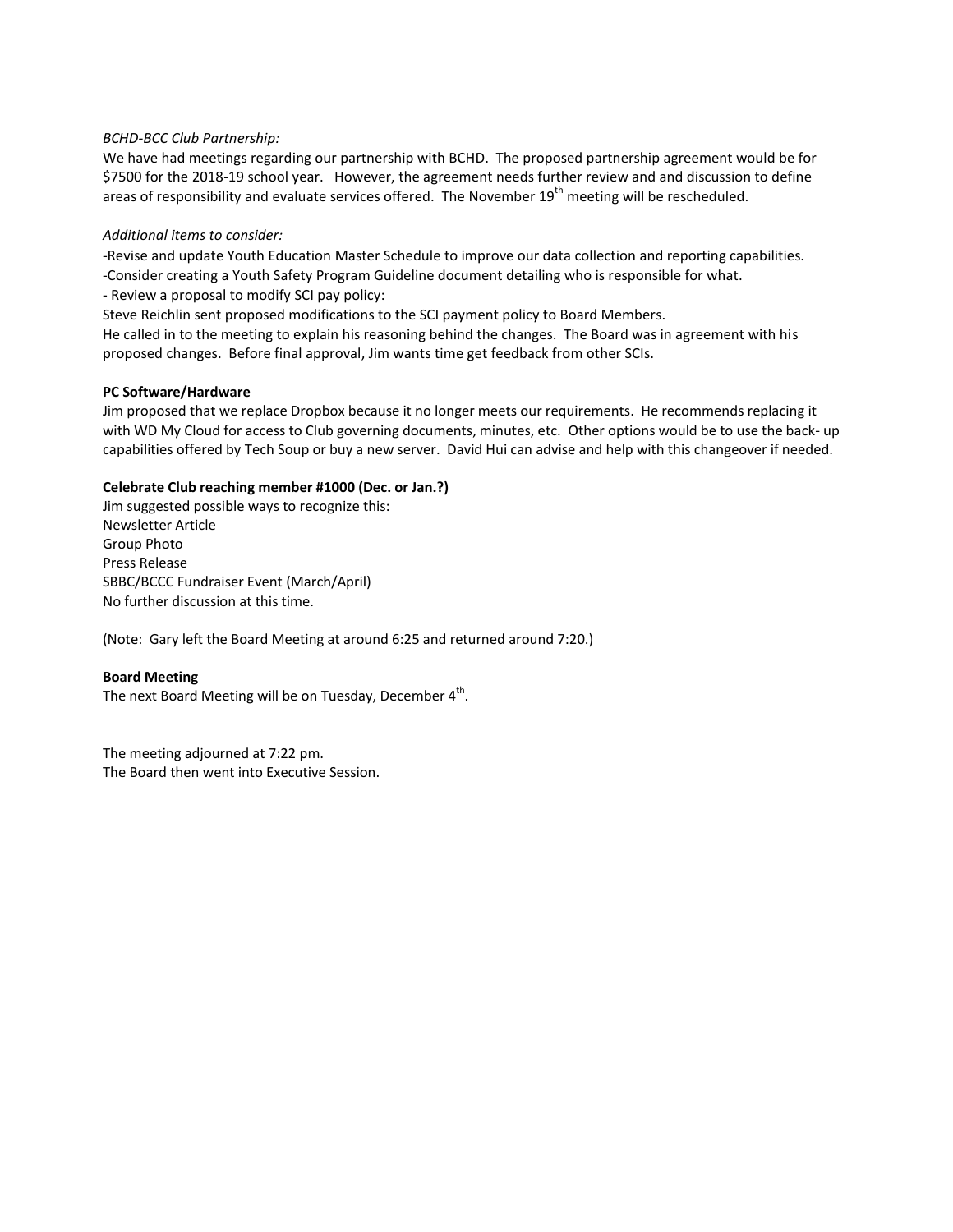*BCHD-BCC Club Partnership:*
We have had meetings regarding our partnership with BCHD. The proposed partnership agreement would be for $7500 for the 2018-19 school year. However, the agreement needs further review and and discussion to define areas of responsibility and evaluate services offered. The November 19th meeting will be rescheduled.

*Additional items to consider:*
-Revise and update Youth Education Master Schedule to improve our data collection and reporting capabilities.
-Consider creating a Youth Safety Program Guideline document detailing who is responsible for what.
- Review a proposal to modify SCI pay policy:
Steve Reichlin sent proposed modifications to the SCI payment policy to Board Members.
He called in to the meeting to explain his reasoning behind the changes. The Board was in agreement with his proposed changes. Before final approval, Jim wants time get feedback from other SCIs.

**PC Software/Hardware**
Jim proposed that we replace Dropbox because it no longer meets our requirements. He recommends replacing it with WD My Cloud for access to Club governing documents, minutes, etc. Other options would be to use the back- up capabilities offered by Tech Soup or buy a new server. David Hui can advise and help with this changeover if needed.

**Celebrate Club reaching member #1000 (Dec. or Jan.?)**
Jim suggested possible ways to recognize this:
Newsletter Article
Group Photo
Press Release
SBBC/BCCC Fundraiser Event (March/April)
No further discussion at this time.

(Note: Gary left the Board Meeting at around 6:25 and returned around 7:20.)

**Board Meeting**
The next Board Meeting will be on Tuesday, December 4th.

The meeting adjourned at 7:22 pm.
The Board then went into Executive Session.